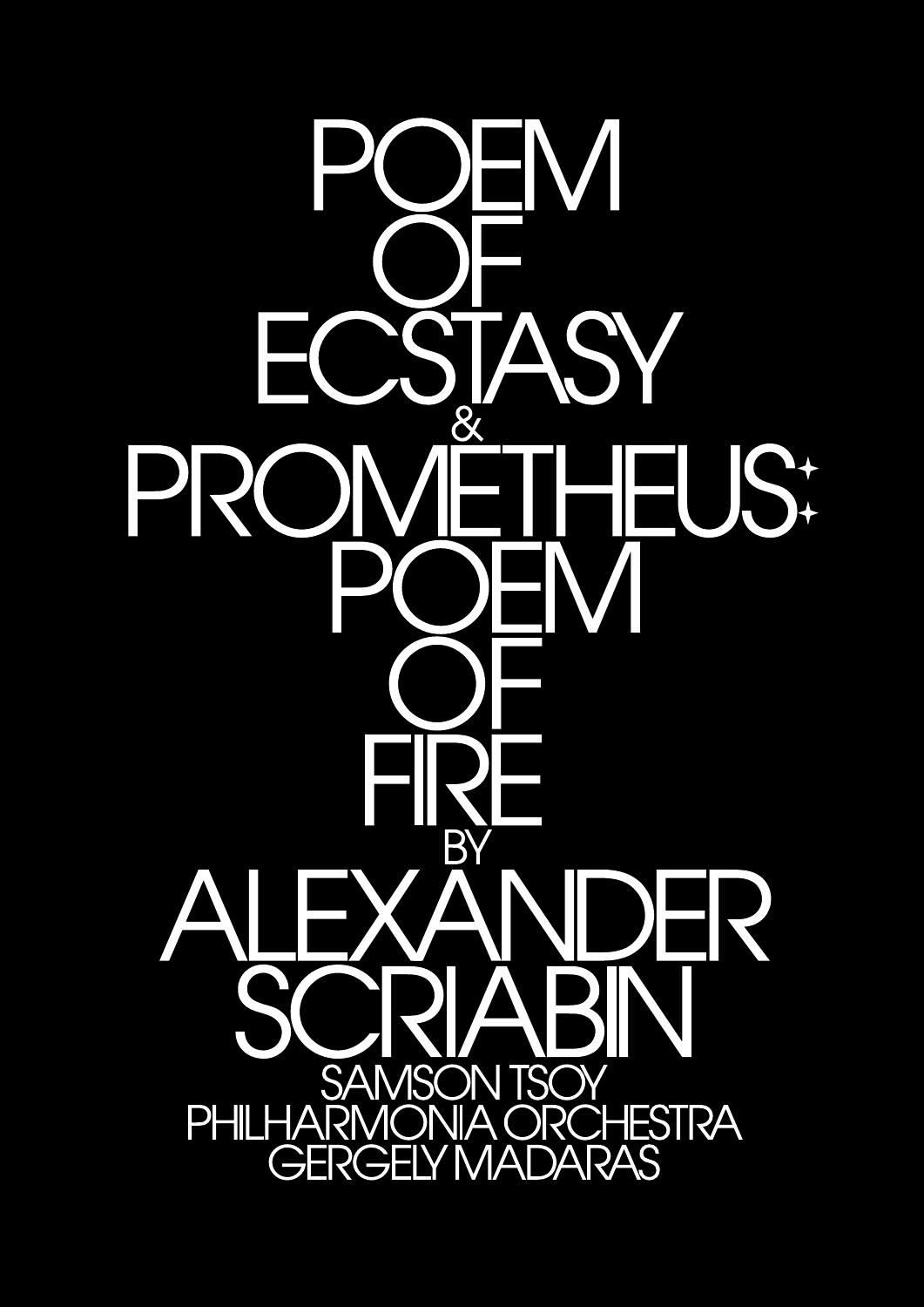# POEM OF ECSTASY & PROMETHEUS: POEM OF FIRE

BY

# ALEXANDER SCRIABIN

SAMSON TSOY
PHILHARMONIA ORCHESTRA
GERGELY MADARAS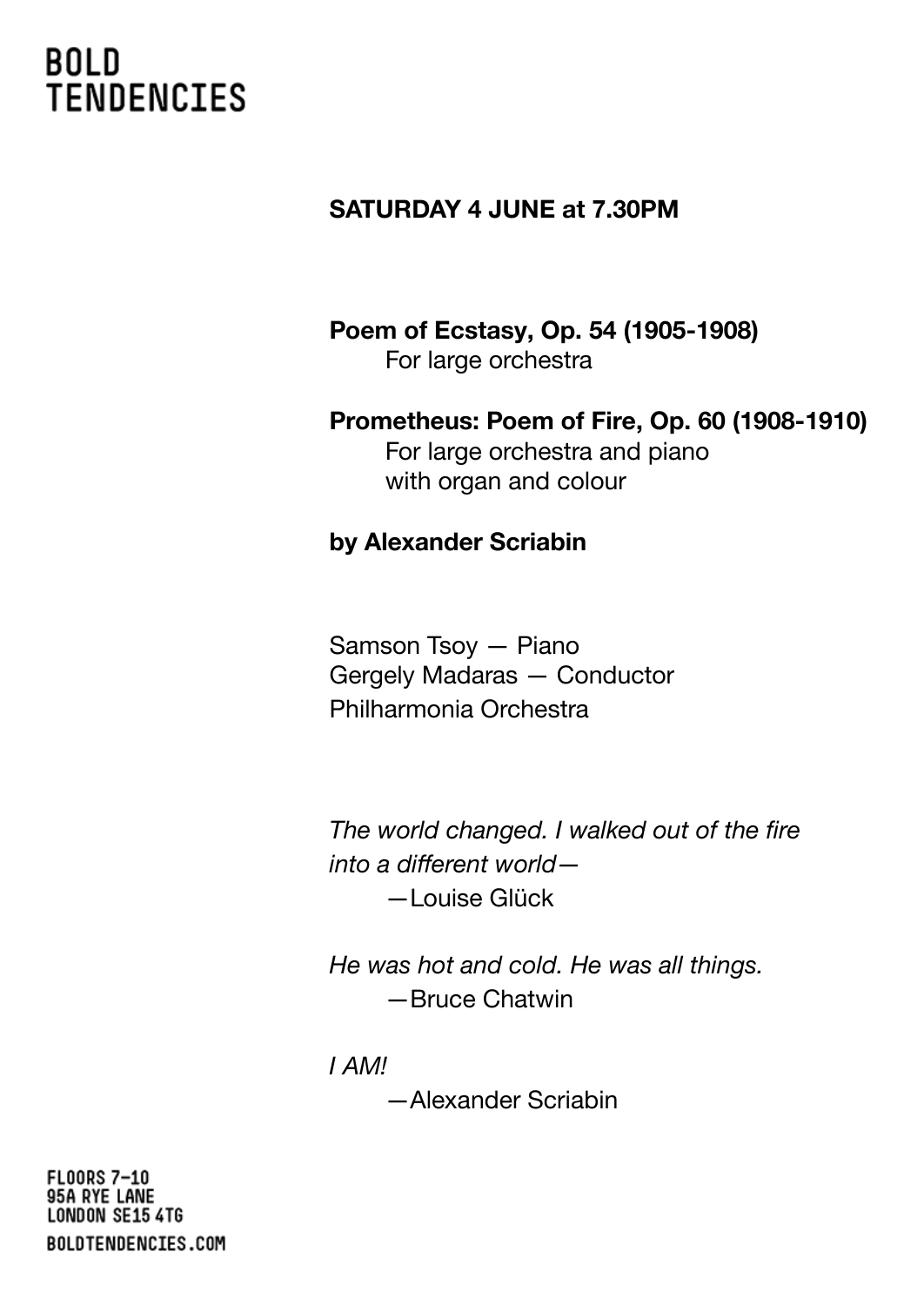BOLD
TENDENCIES

**SATURDAY 4 JUNE at 7.30PM**

**Poem of Ecstasy, Op. 54 (1905-1908)**
For large orchestra

**Prometheus: Poem of Fire, Op. 60 (1908-1910)**
For large orchestra and piano
with organ and colour

**by Alexander Scriabin**

Samson Tsoy — Piano
Gergely Madaras — Conductor
Philharmonia Orchestra

*The world changed. I walked out of the fire into a different world—*
—Louise Glück

*He was hot and cold. He was all things.*
—Bruce Chatwin

*I AM!*
—Alexander Scriabin

FLOORS 7–10
95A RYE LANE
LONDON SE15 4TG
BOLDTENDENCIES.COM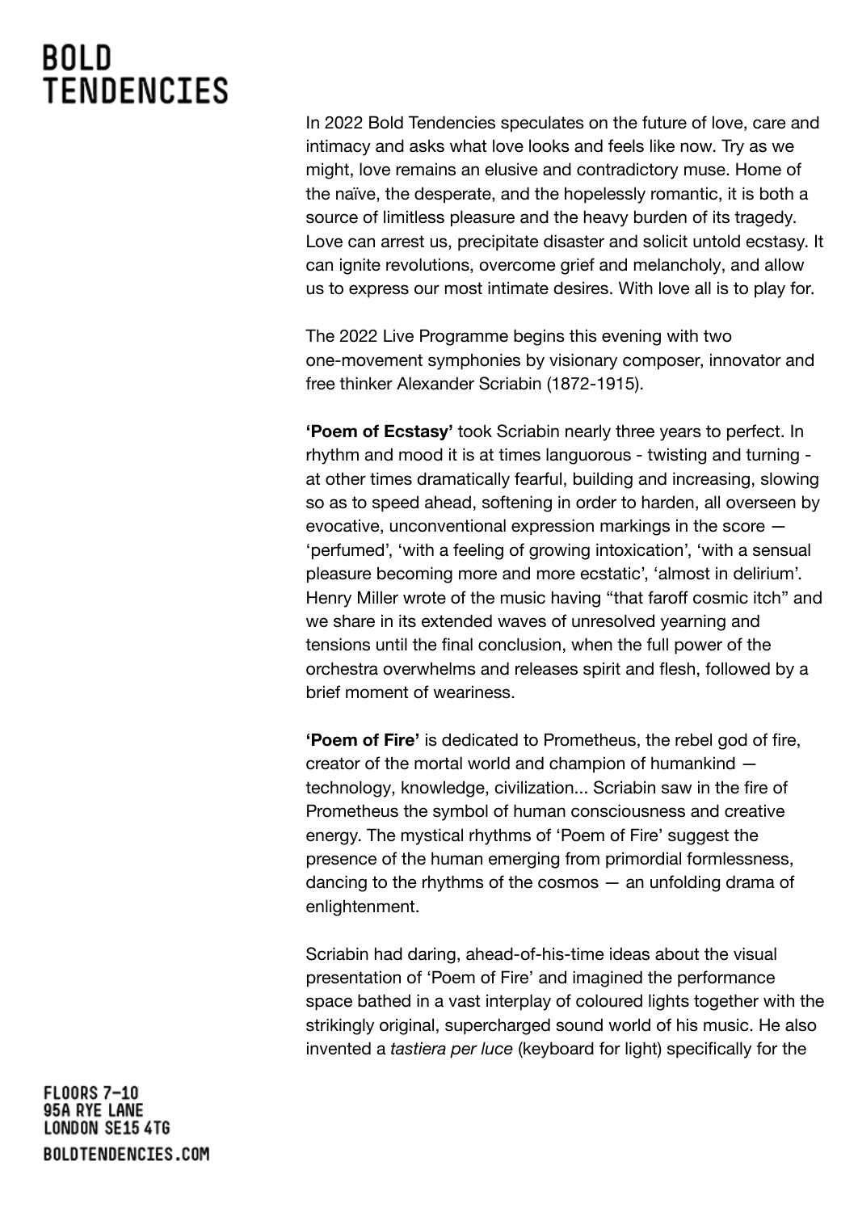In 2022 Bold Tendencies speculates on the future of love, care and intimacy and asks what love looks and feels like now. Try as we might, love remains an elusive and contradictory muse. Home of the naïve, the desperate, and the hopelessly romantic, it is both a source of limitless pleasure and the heavy burden of its tragedy. Love can arrest us, precipitate disaster and solicit untold ecstasy. It can ignite revolutions, overcome grief and melancholy, and allow us to express our most intimate desires. With love all is to play for.

The 2022 Live Programme begins this evening with two one-movement symphonies by visionary composer, innovator and free thinker Alexander Scriabin (1872-1915).

**'Poem of Ecstasy'** took Scriabin nearly three years to perfect. In rhythm and mood it is at times languorous - twisting and turning - at other times dramatically fearful, building and increasing, slowing so as to speed ahead, softening in order to harden, all overseen by evocative, unconventional expression markings in the score — 'perfumed', 'with a feeling of growing intoxication', 'with a sensual pleasure becoming more and more ecstatic', 'almost in delirium'. Henry Miller wrote of the music having "that faroff cosmic itch" and we share in its extended waves of unresolved yearning and tensions until the final conclusion, when the full power of the orchestra overwhelms and releases spirit and flesh, followed by a brief moment of weariness.

**'Poem of Fire'** is dedicated to Prometheus, the rebel god of fire, creator of the mortal world and champion of humankind — technology, knowledge, civilization... Scriabin saw in the fire of Prometheus the symbol of human consciousness and creative energy. The mystical rhythms of 'Poem of Fire' suggest the presence of the human emerging from primordial formlessness, dancing to the rhythms of the cosmos — an unfolding drama of enlightenment.

Scriabin had daring, ahead-of-his-time ideas about the visual presentation of 'Poem of Fire' and imagined the performance space bathed in a vast interplay of coloured lights together with the strikingly original, supercharged sound world of his music. He also invented a *tastiera per luce* (keyboard for light) specifically for the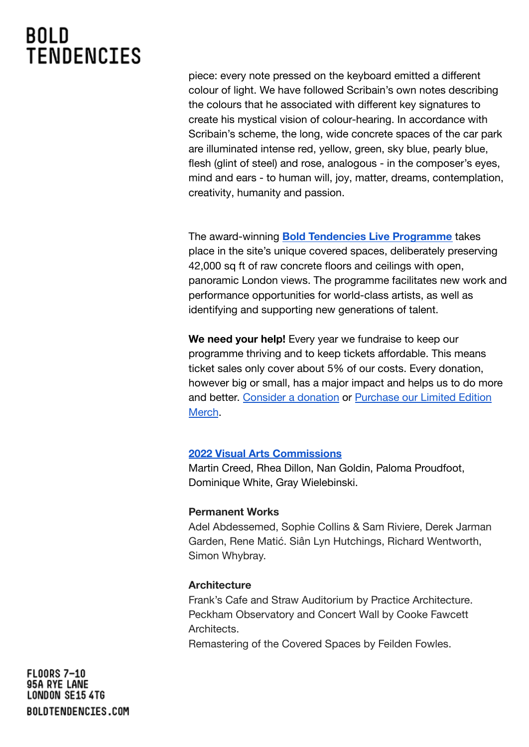piece: every note pressed on the keyboard emitted a different colour of light. We have followed Scribain's own notes describing the colours that he associated with different key signatures to create his mystical vision of colour-hearing. In accordance with Scribain's scheme, the long, wide concrete spaces of the car park are illuminated intense red, yellow, green, sky blue, pearly blue, flesh (glint of steel) and rose, analogous - in the composer's eyes, mind and ears - to human will, joy, matter, dreams, contemplation, creativity, humanity and passion.

The award-winning **Bold Tendencies Live Programme** takes place in the site's unique covered spaces, deliberately preserving 42,000 sq ft of raw concrete floors and ceilings with open, panoramic London views. The programme facilitates new work and performance opportunities for world-class artists, as well as identifying and supporting new generations of talent.

**We need your help!** Every year we fundraise to keep our programme thriving and to keep tickets affordable. This means ticket sales only cover about 5% of our costs. Every donation, however big or small, has a major impact and helps us to do more and better. Consider a donation or Purchase our Limited Edition Merch.

**2022 Visual Arts Commissions**
Martin Creed, Rhea Dillon, Nan Goldin, Paloma Proudfoot, Dominique White, Gray Wielebinski.

**Permanent Works**
Adel Abdessemed, Sophie Collins & Sam Riviere, Derek Jarman Garden, Rene Matić. Siân Lyn Hutchings, Richard Wentworth, Simon Whybray.

**Architecture**
Frank's Cafe and Straw Auditorium by Practice Architecture.
Peckham Observatory and Concert Wall by Cooke Fawcett Architects.
Remastering of the Covered Spaces by Feilden Fowles.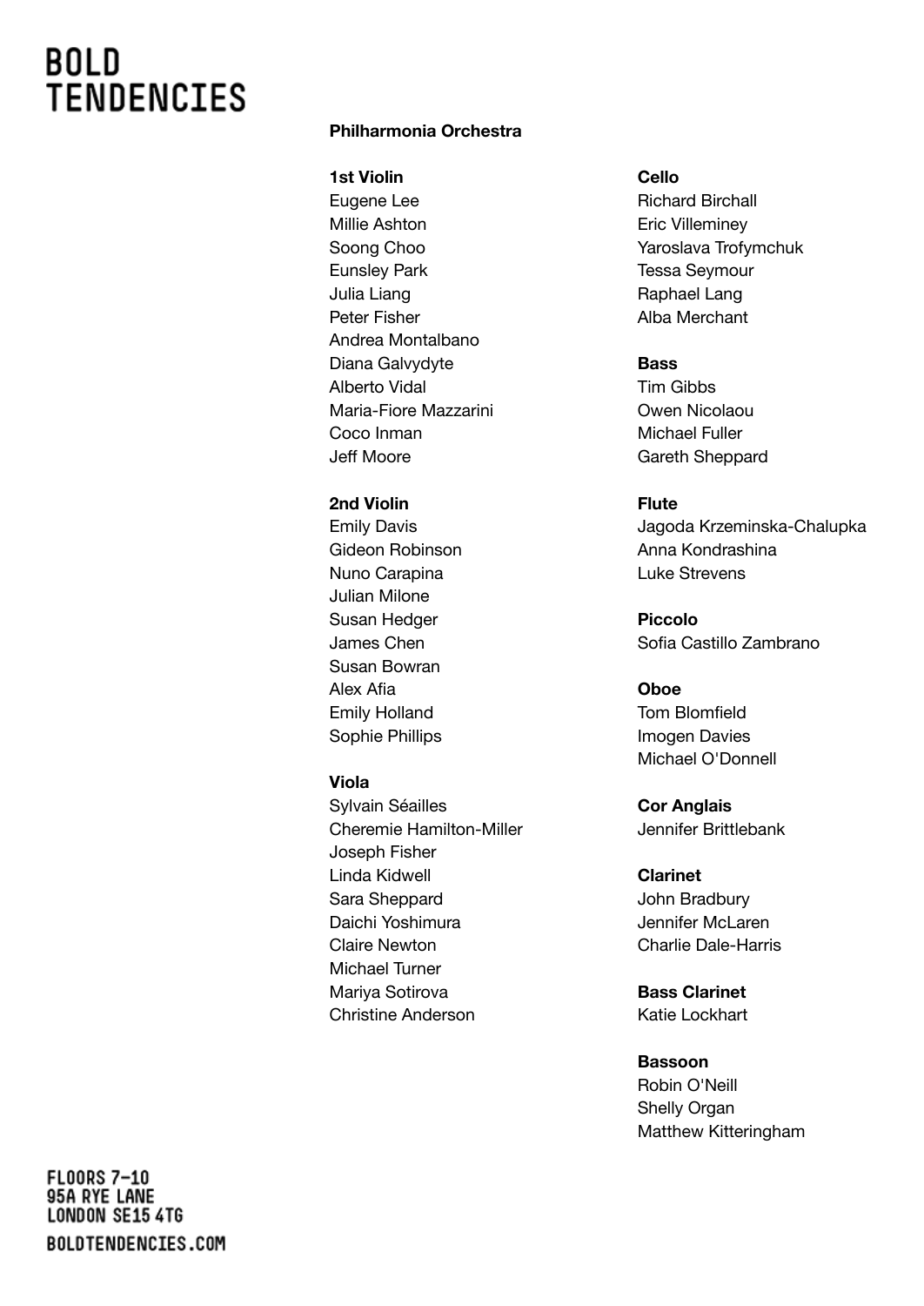**Philharmonia Orchestra**

**1st Violin**
Eugene Lee
Millie Ashton
Soong Choo
Eunsley Park
Julia Liang
Peter Fisher
Andrea Montalbano
Diana Galvydyte
Alberto Vidal
Maria-Fiore Mazzarini
Coco Inman
Jeff Moore

**2nd Violin**
Emily Davis
Gideon Robinson
Nuno Carapina
Julian Milone
Susan Hedger
James Chen
Susan Bowran
Alex Afia
Emily Holland
Sophie Phillips

**Viola**
Sylvain Séailles
Cheremie Hamilton-Miller
Joseph Fisher
Linda Kidwell
Sara Sheppard
Daichi Yoshimura
Claire Newton
Michael Turner
Mariya Sotirova
Christine Anderson

**Cello**
Richard Birchall
Eric Villeminey
Yaroslava Trofymchuk
Tessa Seymour
Raphael Lang
Alba Merchant

**Bass**
Tim Gibbs
Owen Nicolaou
Michael Fuller
Gareth Sheppard

**Flute**
Jagoda Krzeminska-Chalupka
Anna Kondrashina
Luke Strevens

**Piccolo**
Sofia Castillo Zambrano

**Oboe**
Tom Blomfield
Imogen Davies
Michael O'Donnell

**Cor Anglais**
Jennifer Brittlebank

**Clarinet**
John Bradbury
Jennifer McLaren
Charlie Dale-Harris

**Bass Clarinet**
Katie Lockhart

**Bassoon**
Robin O'Neill
Shelly Organ
Matthew Kitteringham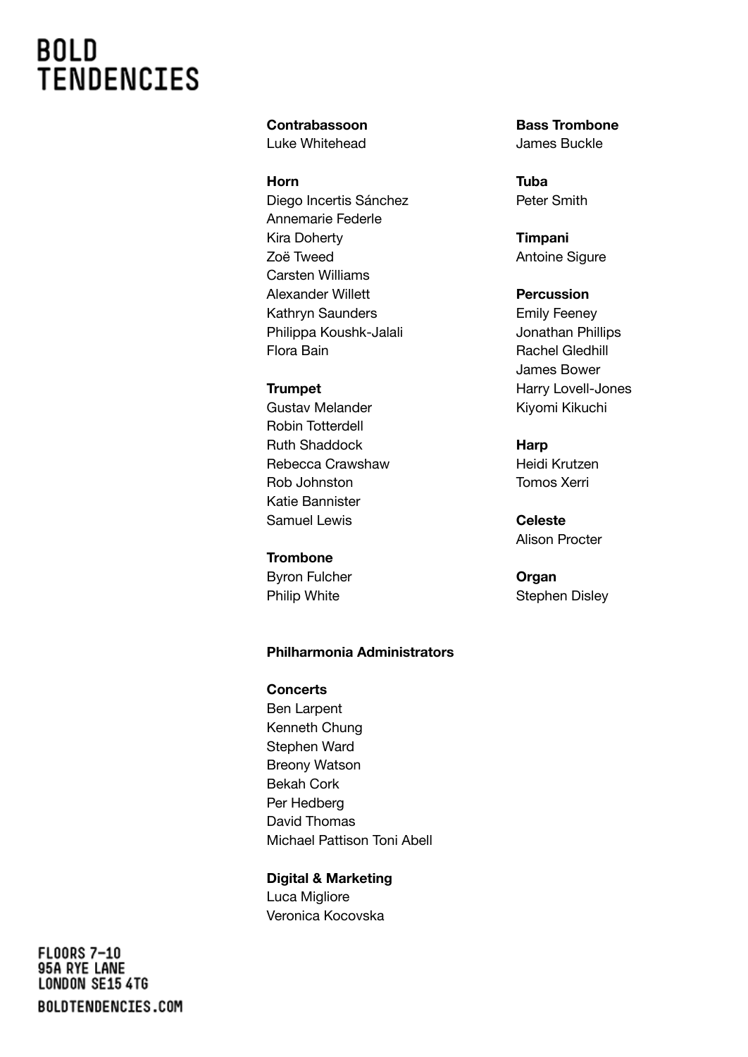**Contrabassoon**
Luke Whitehead

**Horn**
Diego Incertis Sánchez
Annemarie Federle
Kira Doherty
Zoë Tweed
Carsten Williams
Alexander Willett
Kathryn Saunders
Philippa Koushk-Jalali
Flora Bain

**Trumpet**
Gustav Melander
Robin Totterdell
Ruth Shaddock
Rebecca Crawshaw
Rob Johnston
Katie Bannister
Samuel Lewis

**Trombone**
Byron Fulcher
Philip White

**Bass Trombone**
James Buckle

**Tuba**
Peter Smith

**Timpani**
Antoine Sigure

**Percussion**
Emily Feeney
Jonathan Phillips
Rachel Gledhill
James Bower
Harry Lovell-Jones
Kiyomi Kikuchi

**Harp**
Heidi Krutzen
Tomos Xerri

**Celeste**
Alison Procter

**Organ**
Stephen Disley

**Philharmonia Administrators**

**Concerts**
Ben Larpent
Kenneth Chung
Stephen Ward
Breony Watson
Bekah Cork
Per Hedberg
David Thomas
Michael Pattison Toni Abell

**Digital & Marketing**
Luca Migliore
Veronica Kocovska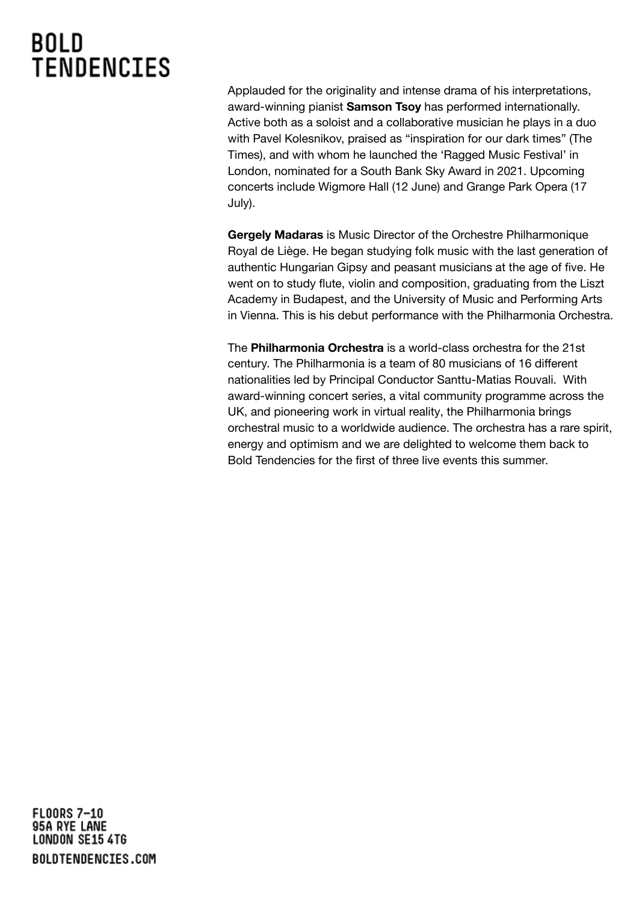Applauded for the originality and intense drama of his interpretations, award-winning pianist **Samson Tsoy** has performed internationally. Active both as a soloist and a collaborative musician he plays in a duo with Pavel Kolesnikov, praised as "inspiration for our dark times" (The Times), and with whom he launched the 'Ragged Music Festival' in London, nominated for a South Bank Sky Award in 2021. Upcoming concerts include Wigmore Hall (12 June) and Grange Park Opera (17 July).

**Gergely Madaras** is Music Director of the Orchestre Philharmonique Royal de Liège. He began studying folk music with the last generation of authentic Hungarian Gipsy and peasant musicians at the age of five. He went on to study flute, violin and composition, graduating from the Liszt Academy in Budapest, and the University of Music and Performing Arts in Vienna. This is his debut performance with the Philharmonia Orchestra.

The **Philharmonia Orchestra** is a world-class orchestra for the 21st century. The Philharmonia is a team of 80 musicians of 16 different nationalities led by Principal Conductor Santtu-Matias Rouvali. With award-winning concert series, a vital community programme across the UK, and pioneering work in virtual reality, the Philharmonia brings orchestral music to a worldwide audience. The orchestra has a rare spirit, energy and optimism and we are delighted to welcome them back to Bold Tendencies for the first of three live events this summer.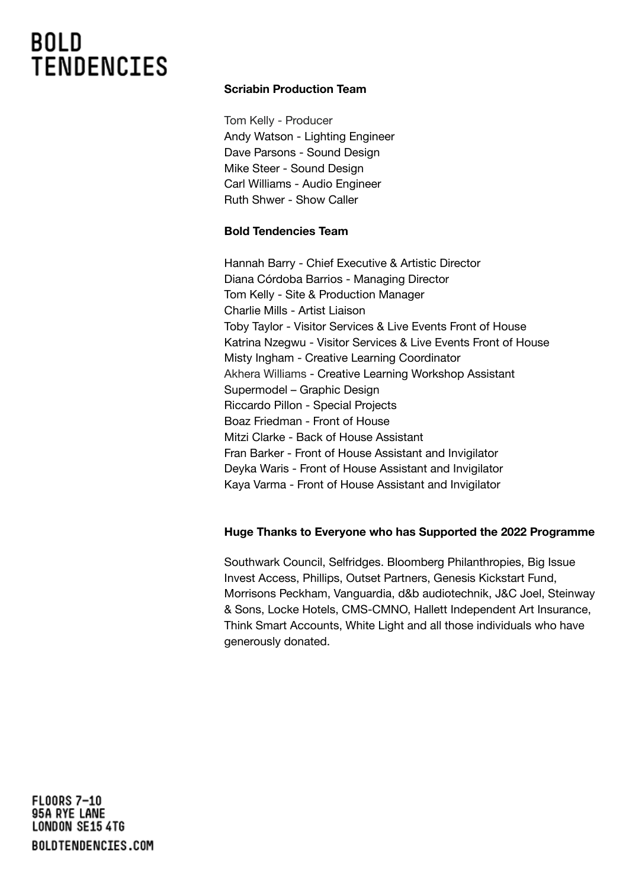**Scriabin Production Team**

Tom Kelly - Producer
Andy Watson - Lighting Engineer
Dave Parsons - Sound Design
Mike Steer - Sound Design
Carl Williams - Audio Engineer
Ruth Shwer - Show Caller

**Bold Tendencies Team**

Hannah Barry - Chief Executive & Artistic Director
Diana Córdoba Barrios - Managing Director
Tom Kelly - Site & Production Manager
Charlie Mills - Artist Liaison
Toby Taylor - Visitor Services & Live Events Front of House
Katrina Nzegwu - Visitor Services & Live Events Front of House
Misty Ingham - Creative Learning Coordinator
Akhera Williams - Creative Learning Workshop Assistant
Supermodel – Graphic Design
Riccardo Pillon - Special Projects
Boaz Friedman - Front of House
Mitzi Clarke - Back of House Assistant
Fran Barker - Front of House Assistant and Invigilator
Deyka Waris - Front of House Assistant and Invigilator
Kaya Varma - Front of House Assistant and Invigilator

**Huge Thanks to Everyone who has Supported the 2022 Programme**

Southwark Council, Selfridges. Bloomberg Philanthropies, Big Issue Invest Access, Phillips, Outset Partners, Genesis Kickstart Fund, Morrisons Peckham, Vanguardia, d&b audiotechnik, J&C Joel, Steinway & Sons, Locke Hotels, CMS-CMNO, Hallett Independent Art Insurance, Think Smart Accounts, White Light and all those individuals who have generously donated.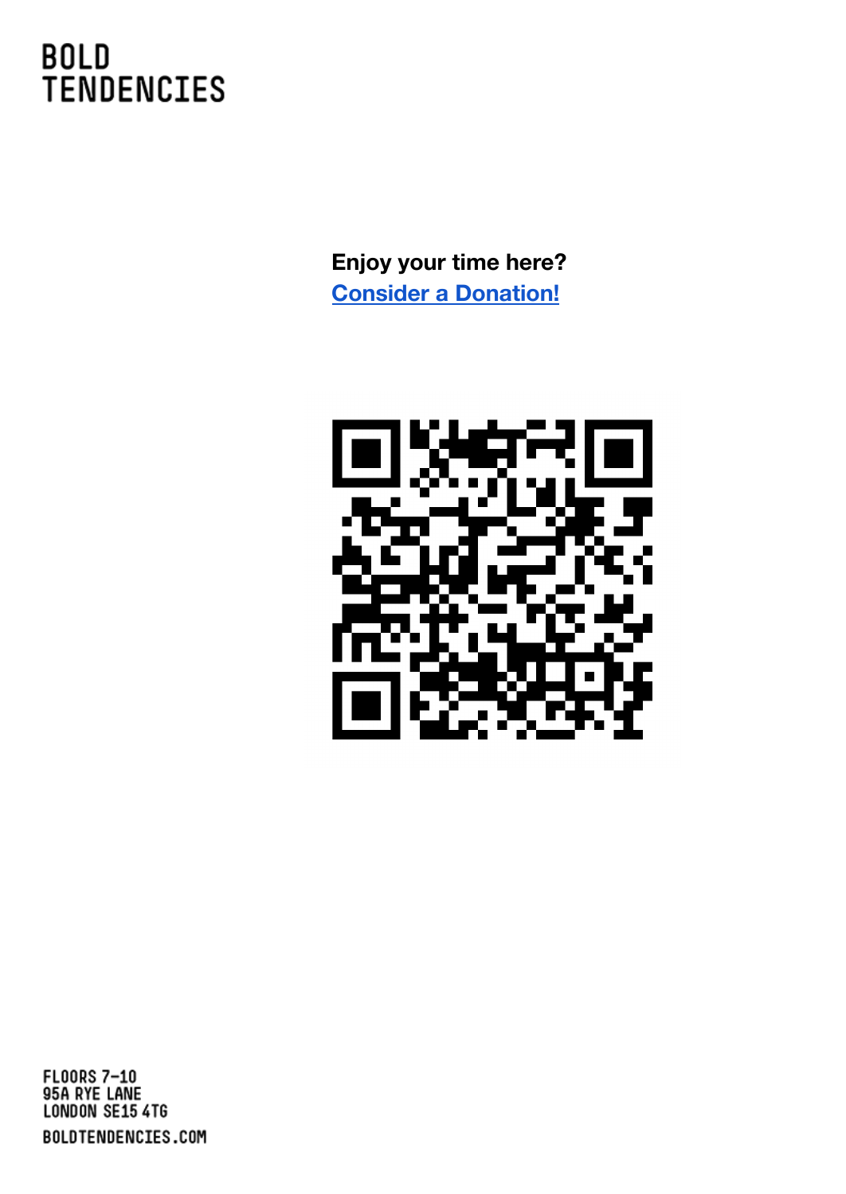BOLD
TENDENCIES

**Enjoy your time here?**
**Consider a Donation!**

FLOORS 7–10
95A RYE LANE
LONDON SE15 4TG

BOLDTENDENCIES.COM